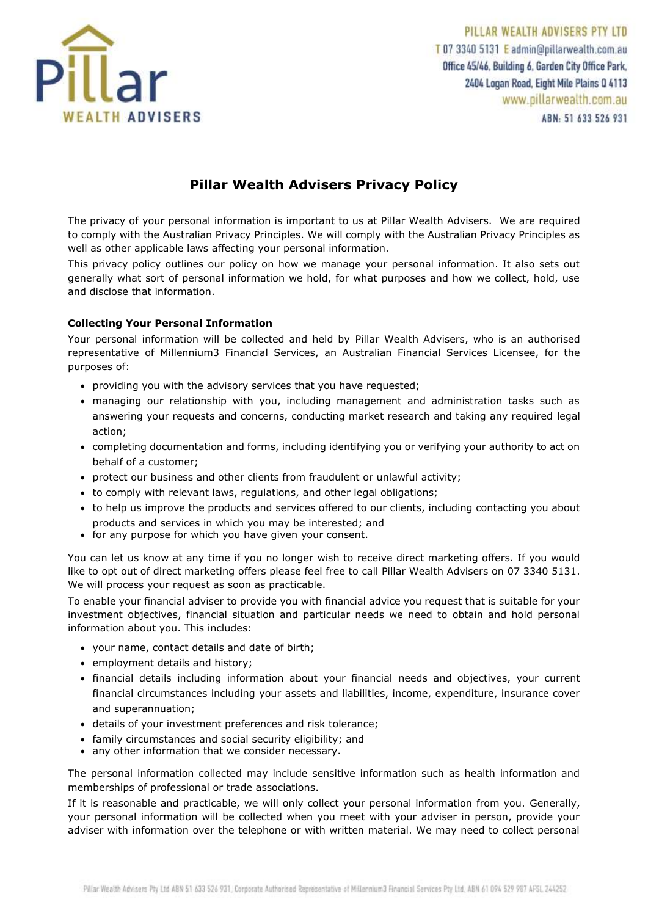PILLAR WEALTH ADVISERS PTY LTD
T 07 3340 5131 E admin@pillarwealth.com.au
Office 45/46, Building 6, Garden City Office Park,
2404 Logan Road, Eight Mile Plains Q 4113
www.pillarwealth.com.au
ABN: 51 633 526 931

# Pillar Wealth Advisers Privacy Policy

The privacy of your personal information is important to us at Pillar Wealth Advisers. We are required to comply with the Australian Privacy Principles. We will comply with the Australian Privacy Principles as well as other applicable laws affecting your personal information.

This privacy policy outlines our policy on how we manage your personal information. It also sets out generally what sort of personal information we hold, for what purposes and how we collect, hold, use and disclose that information.

**Collecting Your Personal Information**

Your personal information will be collected and held by Pillar Wealth Advisers, who is an authorised representative of Millennium3 Financial Services, an Australian Financial Services Licensee, for the purposes of:

- providing you with the advisory services that you have requested;
- managing our relationship with you, including management and administration tasks such as answering your requests and concerns, conducting market research and taking any required legal action;
- completing documentation and forms, including identifying you or verifying your authority to act on behalf of a customer;
- protect our business and other clients from fraudulent or unlawful activity;
- to comply with relevant laws, regulations, and other legal obligations;
- to help us improve the products and services offered to our clients, including contacting you about products and services in which you may be interested; and
- for any purpose for which you have given your consent.

You can let us know at any time if you no longer wish to receive direct marketing offers. If you would like to opt out of direct marketing offers please feel free to call Pillar Wealth Advisers on 07 3340 5131. We will process your request as soon as practicable.

To enable your financial adviser to provide you with financial advice you request that is suitable for your investment objectives, financial situation and particular needs we need to obtain and hold personal information about you. This includes:

- your name, contact details and date of birth;
- employment details and history;
- financial details including information about your financial needs and objectives, your current financial circumstances including your assets and liabilities, income, expenditure, insurance cover and superannuation;
- details of your investment preferences and risk tolerance;
- family circumstances and social security eligibility; and
- any other information that we consider necessary.

The personal information collected may include sensitive information such as health information and memberships of professional or trade associations.

If it is reasonable and practicable, we will only collect your personal information from you. Generally, your personal information will be collected when you meet with your adviser in person, provide your adviser with information over the telephone or with written material. We may need to collect personal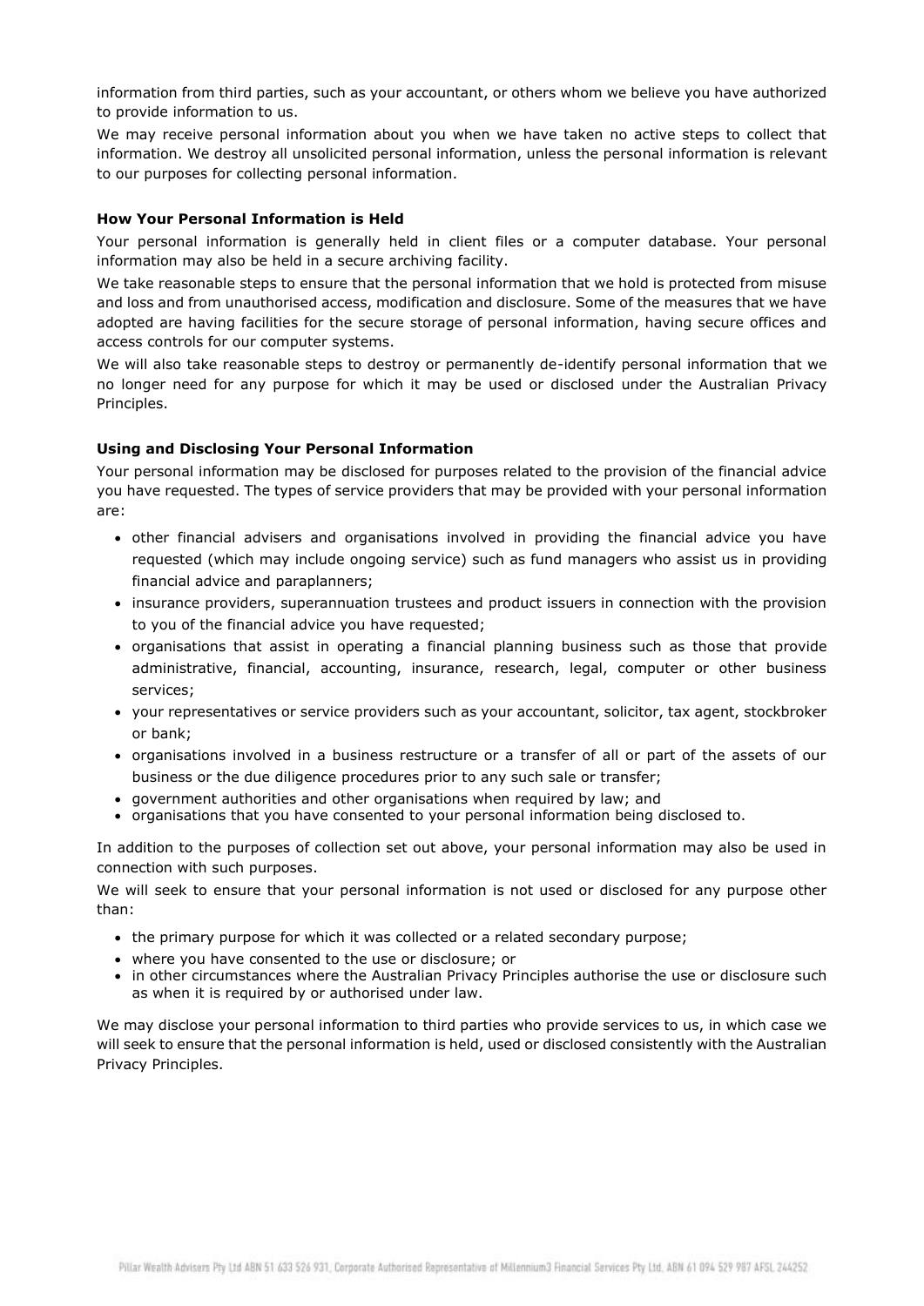information from third parties, such as your accountant, or others whom we believe you have authorized to provide information to us.

We may receive personal information about you when we have taken no active steps to collect that information. We destroy all unsolicited personal information, unless the personal information is relevant to our purposes for collecting personal information.

**How Your Personal Information is Held**

Your personal information is generally held in client files or a computer database. Your personal information may also be held in a secure archiving facility.

We take reasonable steps to ensure that the personal information that we hold is protected from misuse and loss and from unauthorised access, modification and disclosure. Some of the measures that we have adopted are having facilities for the secure storage of personal information, having secure offices and access controls for our computer systems.

We will also take reasonable steps to destroy or permanently de-identify personal information that we no longer need for any purpose for which it may be used or disclosed under the Australian Privacy Principles.

**Using and Disclosing Your Personal Information**

Your personal information may be disclosed for purposes related to the provision of the financial advice you have requested. The types of service providers that may be provided with your personal information are:

- other financial advisers and organisations involved in providing the financial advice you have requested (which may include ongoing service) such as fund managers who assist us in providing financial advice and paraplanners;
- insurance providers, superannuation trustees and product issuers in connection with the provision to you of the financial advice you have requested;
- organisations that assist in operating a financial planning business such as those that provide administrative, financial, accounting, insurance, research, legal, computer or other business services;
- your representatives or service providers such as your accountant, solicitor, tax agent, stockbroker or bank;
- organisations involved in a business restructure or a transfer of all or part of the assets of our business or the due diligence procedures prior to any such sale or transfer;
- government authorities and other organisations when required by law; and
- organisations that you have consented to your personal information being disclosed to.

In addition to the purposes of collection set out above, your personal information may also be used in connection with such purposes.

We will seek to ensure that your personal information is not used or disclosed for any purpose other than:

- the primary purpose for which it was collected or a related secondary purpose;
- where you have consented to the use or disclosure; or
- in other circumstances where the Australian Privacy Principles authorise the use or disclosure such as when it is required by or authorised under law.

We may disclose your personal information to third parties who provide services to us, in which case we will seek to ensure that the personal information is held, used or disclosed consistently with the Australian Privacy Principles.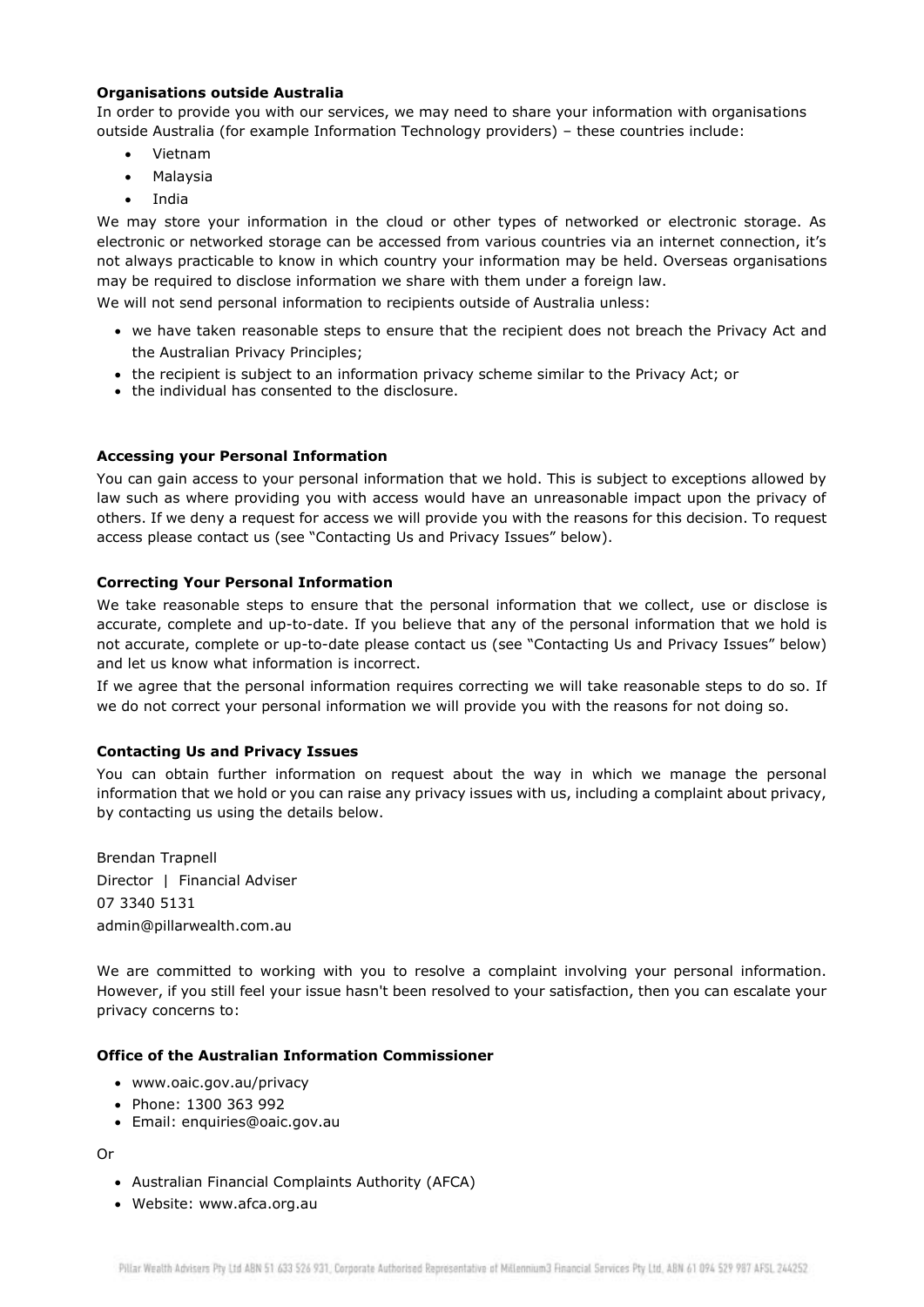**Organisations outside Australia**

In order to provide you with our services, we may need to share your information with organisations outside Australia (for example Information Technology providers) – these countries include:

- Vietnam
- Malaysia
- India

We may store your information in the cloud or other types of networked or electronic storage. As electronic or networked storage can be accessed from various countries via an internet connection, it's not always practicable to know in which country your information may be held. Overseas organisations may be required to disclose information we share with them under a foreign law.

We will not send personal information to recipients outside of Australia unless:

- we have taken reasonable steps to ensure that the recipient does not breach the Privacy Act and the Australian Privacy Principles;
- the recipient is subject to an information privacy scheme similar to the Privacy Act; or
- the individual has consented to the disclosure.

**Accessing your Personal Information**

You can gain access to your personal information that we hold. This is subject to exceptions allowed by law such as where providing you with access would have an unreasonable impact upon the privacy of others. If we deny a request for access we will provide you with the reasons for this decision. To request access please contact us (see "Contacting Us and Privacy Issues" below).

**Correcting Your Personal Information**

We take reasonable steps to ensure that the personal information that we collect, use or disclose is accurate, complete and up-to-date. If you believe that any of the personal information that we hold is not accurate, complete or up-to-date please contact us (see "Contacting Us and Privacy Issues" below) and let us know what information is incorrect.

If we agree that the personal information requires correcting we will take reasonable steps to do so. If we do not correct your personal information we will provide you with the reasons for not doing so.

**Contacting Us and Privacy Issues**

You can obtain further information on request about the way in which we manage the personal information that we hold or you can raise any privacy issues with us, including a complaint about privacy, by contacting us using the details below.

Brendan Trapnell
Director | Financial Adviser
07 3340 5131
admin@pillarwealth.com.au

We are committed to working with you to resolve a complaint involving your personal information. However, if you still feel your issue hasn't been resolved to your satisfaction, then you can escalate your privacy concerns to:

**Office of the Australian Information Commissioner**

- www.oaic.gov.au/privacy
- Phone: 1300 363 992
- Email: enquiries@oaic.gov.au

Or

- Australian Financial Complaints Authority (AFCA)
- Website: www.afca.org.au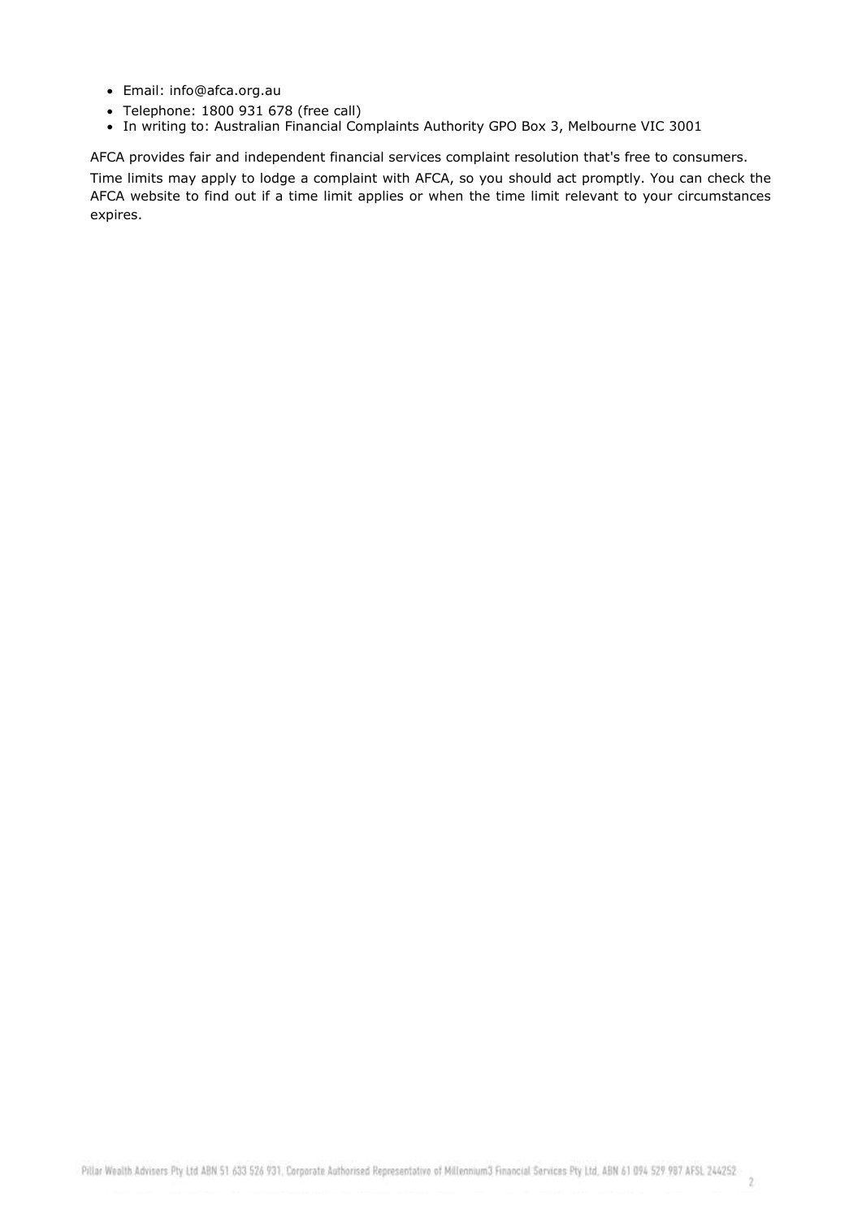- Email: info@afca.org.au
- Telephone: 1800 931 678 (free call)
- In writing to: Australian Financial Complaints Authority GPO Box 3, Melbourne VIC 3001

AFCA provides fair and independent financial services complaint resolution that's free to consumers.

Time limits may apply to lodge a complaint with AFCA, so you should act promptly. You can check the AFCA website to find out if a time limit applies or when the time limit relevant to your circumstances expires.